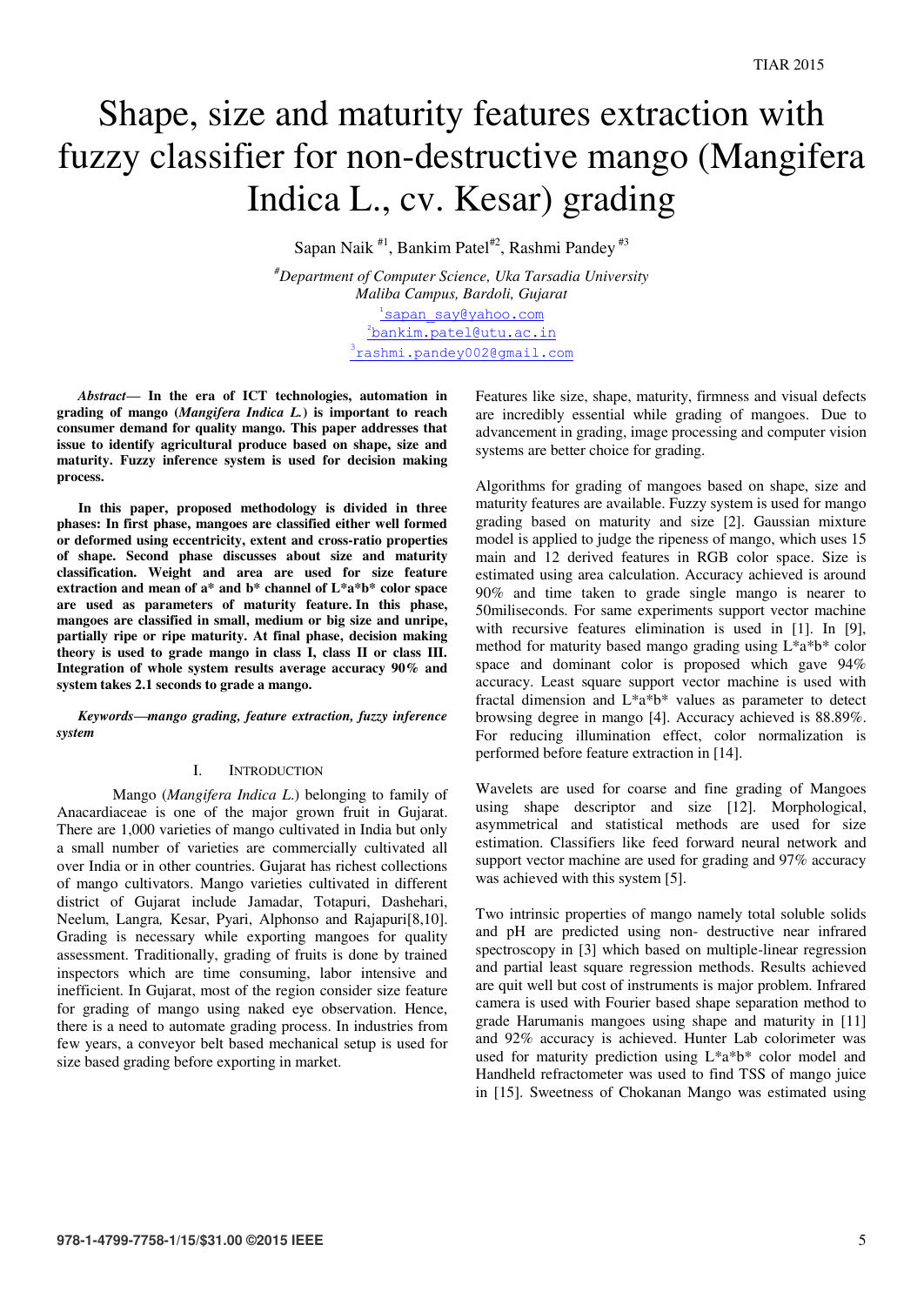# Shape, size and maturity features extraction with fuzzy classifier for non-destructive mango (Mangifera Indica L., cv. Kesar) grading

Sapan Naik #1, Bankim Patel#2, Rashmi Pandey #3

#Department of Computer Science, Uka Tarsadia University
Maliba Campus, Bardoli, Gujarat
1sapan_say@yahoo.com
2bankim.patel@utu.ac.in
3rashmi.pandey002@gmail.com

***Abstract*— In the era of ICT technologies, automation in grading of mango (*Mangifera Indica L.*) is important to reach consumer demand for quality mango. This paper addresses that issue to identify agricultural produce based on shape, size and maturity. Fuzzy inference system is used for decision making process.**

**In this paper, proposed methodology is divided in three phases: In first phase, mangoes are classified either well formed or deformed using eccentricity, extent and cross-ratio properties of shape. Second phase discusses about size and maturity classification. Weight and area are used for size feature extraction and mean of a* and b* channel of L*a*b* color space are used as parameters of maturity feature. In this phase, mangoes are classified in small, medium or big size and unripe, partially ripe or ripe maturity. At final phase, decision making theory is used to grade mango in class I, class II or class III. Integration of whole system results average accuracy 90% and system takes 2.1 seconds to grade a mango.**

***Keywords*—mango grading, feature extraction, fuzzy inference system**

## I. Introduction

Mango (*Mangifera Indica L.*) belonging to family of Anacardiaceae is one of the major grown fruit in Gujarat. There are 1,000 varieties of mango cultivated in India but only a small number of varieties are commercially cultivated all over India or in other countries. Gujarat has richest collections of mango cultivators. Mango varieties cultivated in different district of Gujarat include Jamadar, Totapuri, Dashehari, Neelum, Langra, Kesar, Pyari, Alphonso and Rajapuri[8,10]. Grading is necessary while exporting mangoes for quality assessment. Traditionally, grading of fruits is done by trained inspectors which are time consuming, labor intensive and inefficient. In Gujarat, most of the region consider size feature for grading of mango using naked eye observation. Hence, there is a need to automate grading process. In industries from few years, a conveyor belt based mechanical setup is used for size based grading before exporting in market.

Features like size, shape, maturity, firmness and visual defects are incredibly essential while grading of mangoes. Due to advancement in grading, image processing and computer vision systems are better choice for grading.

Algorithms for grading of mangoes based on shape, size and maturity features are available. Fuzzy system is used for mango grading based on maturity and size [2]. Gaussian mixture model is applied to judge the ripeness of mango, which uses 15 main and 12 derived features in RGB color space. Size is estimated using area calculation. Accuracy achieved is around 90% and time taken to grade single mango is nearer to 50miliseconds. For same experiments support vector machine with recursive features elimination is used in [1]. In [9], method for maturity based mango grading using L*a*b* color space and dominant color is proposed which gave 94% accuracy. Least square support vector machine is used with fractal dimension and L*a*b* values as parameter to detect browsing degree in mango [4]. Accuracy achieved is 88.89%. For reducing illumination effect, color normalization is performed before feature extraction in [14].

Wavelets are used for coarse and fine grading of Mangoes using shape descriptor and size [12]. Morphological, asymmetrical and statistical methods are used for size estimation. Classifiers like feed forward neural network and support vector machine are used for grading and 97% accuracy was achieved with this system [5].

Two intrinsic properties of mango namely total soluble solids and pH are predicted using non- destructive near infrared spectroscopy in [3] which based on multiple-linear regression and partial least square regression methods. Results achieved are quit well but cost of instruments is major problem. Infrared camera is used with Fourier based shape separation method to grade Harumanis mangoes using shape and maturity in [11] and 92% accuracy is achieved. Hunter Lab colorimeter was used for maturity prediction using L*a*b* color model and Handheld refractometer was used to find TSS of mango juice in [15]. Sweetness of Chokanan Mango was estimated using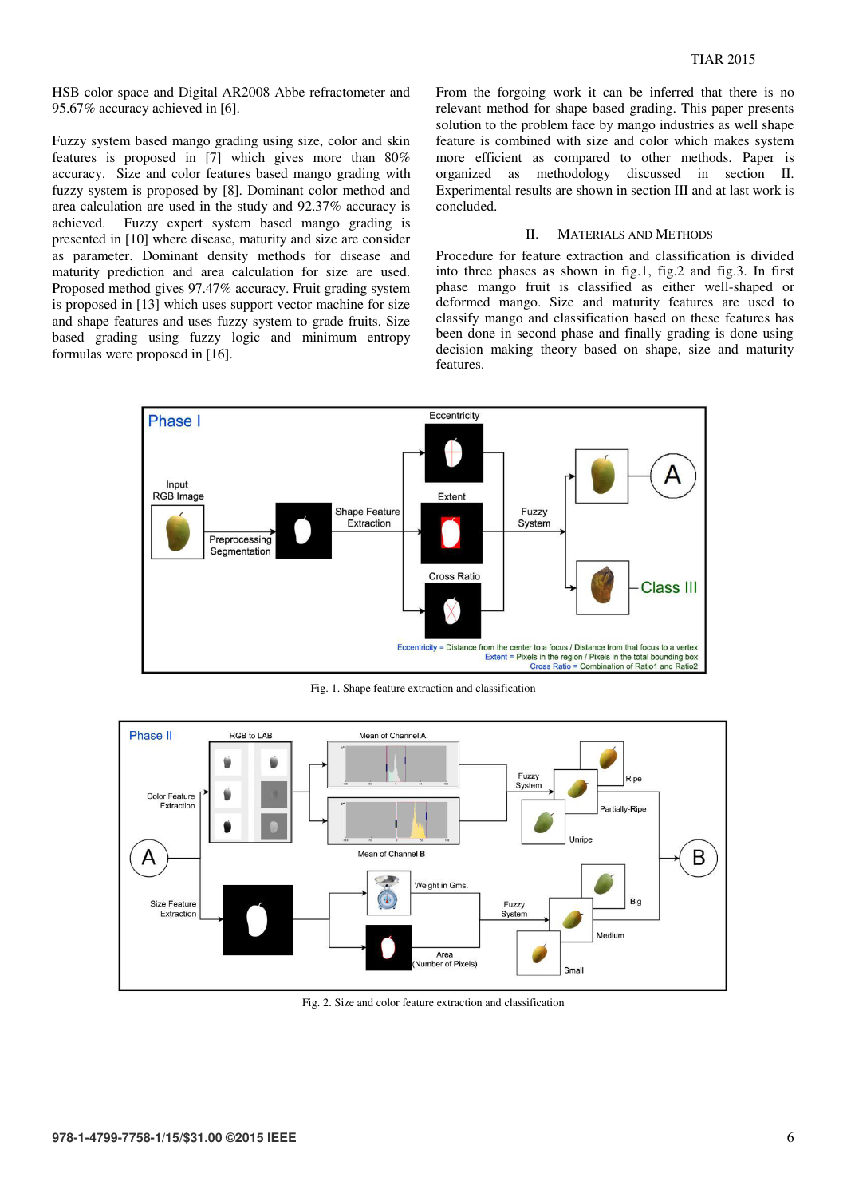HSB color space and Digital AR2008 Abbe refractometer and 95.67% accuracy achieved in [6].

Fuzzy system based mango grading using size, color and skin features is proposed in [7] which gives more than 80% accuracy. Size and color features based mango grading with fuzzy system is proposed by [8]. Dominant color method and area calculation are used in the study and 92.37% accuracy is achieved. Fuzzy expert system based mango grading is presented in [10] where disease, maturity and size are consider as parameter. Dominant density methods for disease and maturity prediction and area calculation for size are used. Proposed method gives 97.47% accuracy. Fruit grading system is proposed in [13] which uses support vector machine for size and shape features and uses fuzzy system to grade fruits. Size based grading using fuzzy logic and minimum entropy formulas were proposed in [16].

From the forgoing work it can be inferred that there is no relevant method for shape based grading. This paper presents solution to the problem face by mango industries as well shape feature is combined with size and color which makes system more efficient as compared to other methods. Paper is organized as methodology discussed in section II. Experimental results are shown in section III and at last work is concluded.

## II. Materials and Methods

Procedure for feature extraction and classification is divided into three phases as shown in fig.1, fig.2 and fig.3. In first phase mango fruit is classified as either well-shaped or deformed mango. Size and maturity features are used to classify mango and classification based on these features has been done in second phase and finally grading is done using decision making theory based on shape, size and maturity features.

Fig. 1. Shape feature extraction and classification

Fig. 2. Size and color feature extraction and classification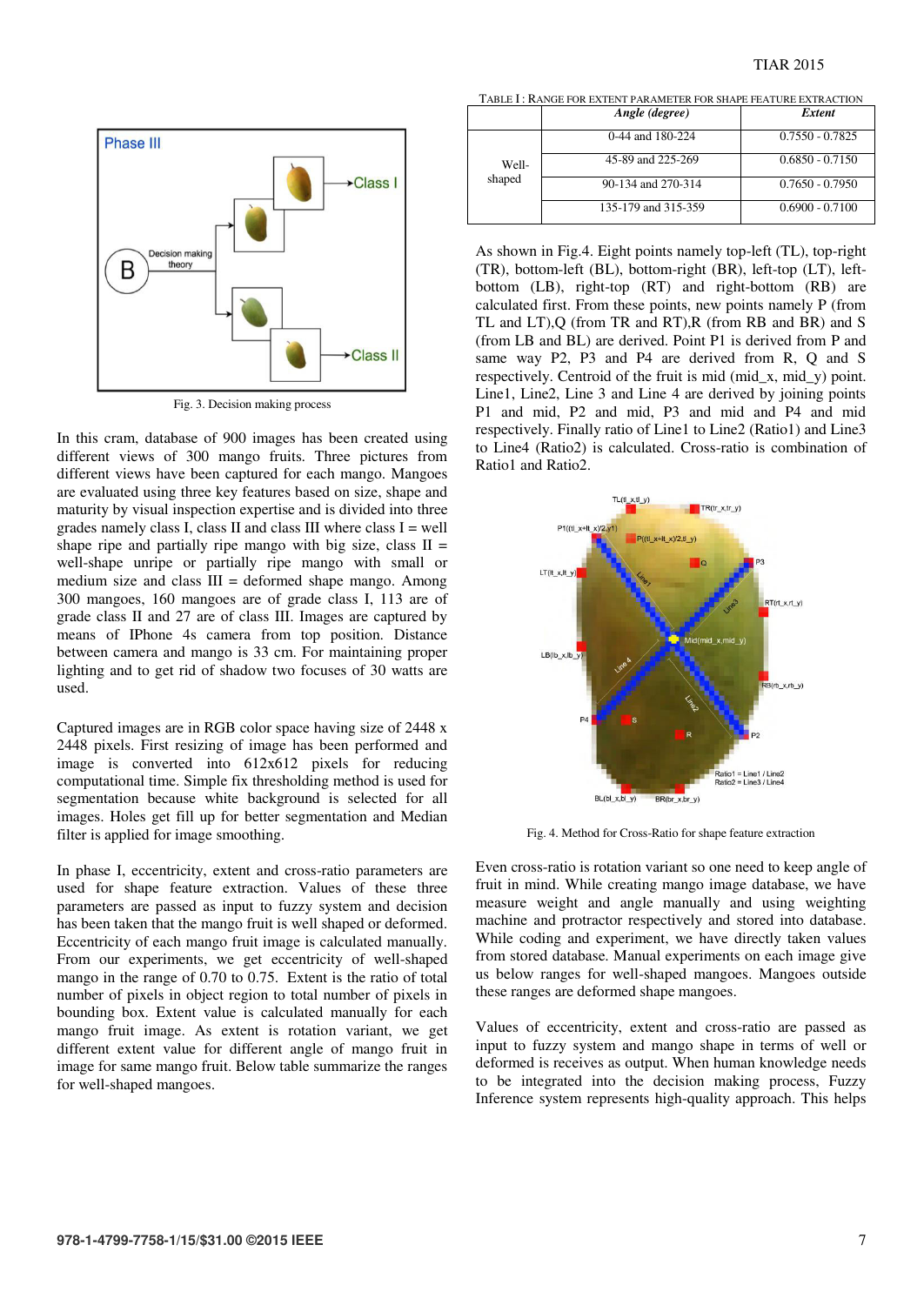Fig. 3. Decision making process

In this cram, database of 900 images has been created using different views of 300 mango fruits. Three pictures from different views have been captured for each mango. Mangoes are evaluated using three key features based on size, shape and maturity by visual inspection expertise and is divided into three grades namely class I, class II and class III where class I = well shape ripe and partially ripe mango with big size, class II = well-shape unripe or partially ripe mango with small or medium size and class III = deformed shape mango. Among 300 mangoes, 160 mangoes are of grade class I, 113 are of grade class II and 27 are of class III. Images are captured by means of IPhone 4s camera from top position. Distance between camera and mango is 33 cm. For maintaining proper lighting and to get rid of shadow two focuses of 30 watts are used.

Captured images are in RGB color space having size of 2448 x 2448 pixels. First resizing of image has been performed and image is converted into 612x612 pixels for reducing computational time. Simple fix thresholding method is used for segmentation because white background is selected for all images. Holes get fill up for better segmentation and Median filter is applied for image smoothing.

In phase I, eccentricity, extent and cross-ratio parameters are used for shape feature extraction. Values of these three parameters are passed as input to fuzzy system and decision has been taken that the mango fruit is well shaped or deformed. Eccentricity of each mango fruit image is calculated manually. From our experiments, we get eccentricity of well-shaped mango in the range of 0.70 to 0.75. Extent is the ratio of total number of pixels in object region to total number of pixels in bounding box. Extent value is calculated manually for each mango fruit image. As extent is rotation variant, we get different extent value for different angle of mango fruit in image for same mango fruit. Below table summarize the ranges for well-shaped mangoes.

TABLE I : RANGE FOR EXTENT PARAMETER FOR SHAPE FEATURE EXTRACTION

| | *Angle (degree)* | *Extent* |
|---|---|---|
| Well-shaped | 0-44 and 180-224 | 0.7550 - 0.7825 |
| | 45-89 and 225-269 | 0.6850 - 0.7150 |
| | 90-134 and 270-314 | 0.7650 - 0.7950 |
| | 135-179 and 315-359 | 0.6900 - 0.7100 |

As shown in Fig.4. Eight points namely top-left (TL), top-right (TR), bottom-left (BL), bottom-right (BR), left-top (LT), left-bottom (LB), right-top (RT) and right-bottom (RB) are calculated first. From these points, new points namely P (from TL and LT),Q (from TR and RT),R (from RB and BR) and S (from LB and BL) are derived. Point P1 is derived from P and same way P2, P3 and P4 are derived from R, Q and S respectively. Centroid of the fruit is mid (mid_x, mid_y) point. Line1, Line2, Line 3 and Line 4 are derived by joining points P1 and mid, P2 and mid, P3 and mid and P4 and mid respectively. Finally ratio of Line1 to Line2 (Ratio1) and Line3 to Line4 (Ratio2) is calculated. Cross-ratio is combination of Ratio1 and Ratio2.

Fig. 4. Method for Cross-Ratio for shape feature extraction

Even cross-ratio is rotation variant so one need to keep angle of fruit in mind. While creating mango image database, we have measure weight and angle manually and using weighting machine and protractor respectively and stored into database. While coding and experiment, we have directly taken values from stored database. Manual experiments on each image give us below ranges for well-shaped mangoes. Mangoes outside these ranges are deformed shape mangoes.

Values of eccentricity, extent and cross-ratio are passed as input to fuzzy system and mango shape in terms of well or deformed is receives as output. When human knowledge needs to be integrated into the decision making process, Fuzzy Inference system represents high-quality approach. This helps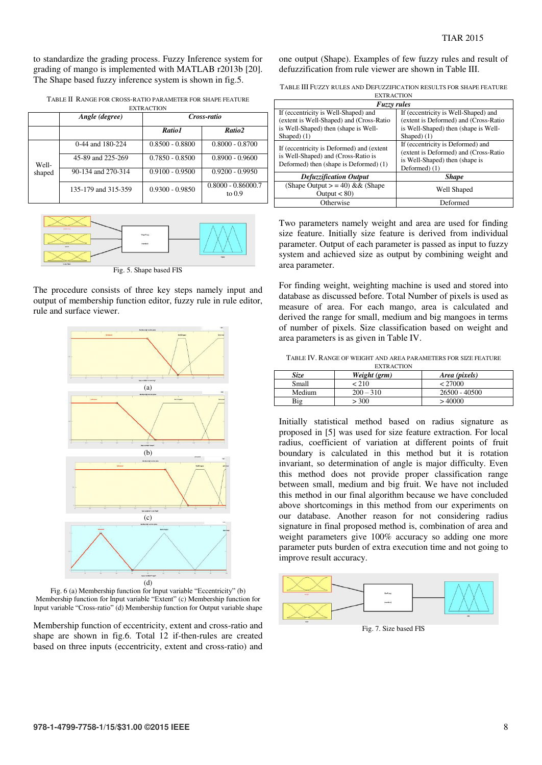to standardize the grading process. Fuzzy Inference system for grading of mango is implemented with MATLAB r2013b [20]. The Shape based fuzzy inference system is shown in fig.5.

TABLE II RANGE FOR CROSS-RATIO PARAMETER FOR SHAPE FEATURE EXTRACTION

| | Angle (degree) | Cross-ratio | |
|---|---|---|---|
| | | Ratio1 | Ratio2 |
| Well-shaped | 0-44 and 180-224 | 0.8500 - 0.8800 | 0.8000 - 0.8700 |
| | 45-89 and 225-269 | 0.7850 - 0.8500 | 0.8900 - 0.9600 |
| | 90-134 and 270-314 | 0.9100 - 0.9500 | 0.9200 - 0.9950 |
| | 135-179 and 315-359 | 0.9300 - 0.9850 | 0.8000 - 0.86000.7 to 0.9 |

Fig. 5. Shape based FIS

The procedure consists of three key steps namely input and output of membership function editor, fuzzy rule in rule editor, rule and surface viewer.

Fig. 6 (a) Membership function for Input variable "Eccentricity" (b) Membership function for Input variable "Extent" (c) Membership function for Input variable "Cross-ratio" (d) Membership function for Output variable shape

Membership function of eccentricity, extent and cross-ratio and shape are shown in fig.6. Total 12 if-then-rules are created based on three inputs (eccentricity, extent and cross-ratio) and one output (Shape). Examples of few fuzzy rules and result of defuzzification from rule viewer are shown in Table III.

TABLE III FUZZY RULES AND DEFUZZIFICATION RESULTS FOR SHAPE FEATURE EXTRACTION

| Fuzzy rules | |
|---|---|
| If (eccentricity is Well-Shaped) and (extent is Well-Shaped) and (Cross-Ratio is Well-Shaped) then (shape is Well-Shaped) (1) | If (eccentricity is Well-Shaped) and (extent is Deformed) and (Cross-Ratio is Well-Shaped) then (shape is Well-Shaped) (1) |
| If (eccentricity is Deformed) and (extent is Well-Shaped) and (Cross-Ratio is Deformed) then (shape is Deformed) (1) | If (eccentricity is Deformed) and (extent is Deformed) and (Cross-Ratio is Well-Shaped) then (shape is Deformed) (1) |
| **Defuzzification Output** | **Shape** |
| (Shape Output > = 40) && (Shape Output < 80) | Well Shaped |
| Otherwise | Deformed |

Two parameters namely weight and area are used for finding size feature. Initially size feature is derived from individual parameter. Output of each parameter is passed as input to fuzzy system and achieved size as output by combining weight and area parameter.

For finding weight, weighting machine is used and stored into database as discussed before. Total Number of pixels is used as measure of area. For each mango, area is calculated and derived the range for small, medium and big mangoes in terms of number of pixels. Size classification based on weight and area parameters is as given in Table IV.

TABLE IV. RANGE OF WEIGHT AND AREA PARAMETERS FOR SIZE FEATURE EXTRACTION

| Size | Weight (grm) | Area (pixels) |
|---|---|---|
| Small | < 210 | < 27000 |
| Medium | 200 – 310 | 26500 - 40500 |
| Big | > 300 | > 40000 |

Initially statistical method based on radius signature as proposed in [5] was used for size feature extraction. For local radius, coefficient of variation at different points of fruit boundary is calculated in this method but it is rotation invariant, so determination of angle is major difficulty. Even this method does not provide proper classification range between small, medium and big fruit. We have not included this method in our final algorithm because we have concluded above shortcomings in this method from our experiments on our database. Another reason for not considering radius signature in final proposed method is, combination of area and weight parameters give 100% accuracy so adding one more parameter puts burden of extra execution time and not going to improve result accuracy.

Fig. 7. Size based FIS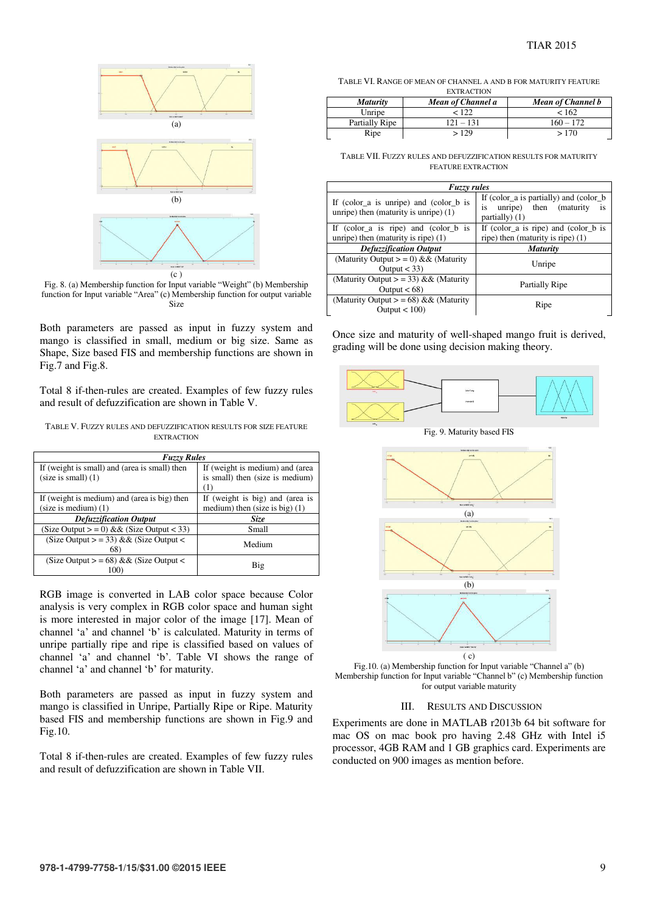(a)

(b)

(c )

Fig. 8. (a) Membership function for Input variable "Weight" (b) Membership function for Input variable "Area" (c) Membership function for output variable Size

Both parameters are passed as input in fuzzy system and mango is classified in small, medium or big size. Same as Shape, Size based FIS and membership functions are shown in Fig.7 and Fig.8.

Total 8 if-then-rules are created. Examples of few fuzzy rules and result of defuzzification are shown in Table V.

TABLE V. FUZZY RULES AND DEFUZZIFICATION RESULTS FOR SIZE FEATURE EXTRACTION

| ***Fuzzy Rules*** | |
|---|---|
| If (weight is small) and (area is small) then (size is small) (1) | If (weight is medium) and (area is small) then (size is medium) (1) |
| If (weight is medium) and (area is big) then (size is medium) (1) | If (weight is big) and (area is medium) then (size is big) (1) |
| ***Defuzzification Output*** | ***Size*** |
| (Size Output > = 0) && (Size Output < 33) | Small |
| (Size Output > = 33) && (Size Output < 68) | Medium |
| (Size Output > = 68) && (Size Output < 100) | Big |

RGB image is converted in LAB color space because Color analysis is very complex in RGB color space and human sight is more interested in major color of the image [17]. Mean of channel 'a' and channel 'b' is calculated. Maturity in terms of unripe partially ripe and ripe is classified based on values of channel 'a' and channel 'b'. Table VI shows the range of channel 'a' and channel 'b' for maturity.

Both parameters are passed as input in fuzzy system and mango is classified in Unripe, Partially Ripe or Ripe. Maturity based FIS and membership functions are shown in Fig.9 and Fig.10.

Total 8 if-then-rules are created. Examples of few fuzzy rules and result of defuzzification are shown in Table VII.

TABLE VI. RANGE OF MEAN OF CHANNEL A AND B FOR MATURITY FEATURE EXTRACTION

| ***Maturity*** | ***Mean of Channel a*** | ***Mean of Channel b*** |
|---|---|---|
| Unripe | < 122 | < 162 |
| Partially Ripe | 121 – 131 | 160 – 172 |
| Ripe | > 129 | > 170 |

TABLE VII. FUZZY RULES AND DEFUZZIFICATION RESULTS FOR MATURITY FEATURE EXTRACTION

| ***Fuzzy rules*** | |
|---|---|
| If (color_a is unripe) and (color_b is unripe) then (maturity is unripe) (1) | If (color_a is partially) and (color_b is unripe) then (maturity is partially) (1) |
| If (color_a is ripe) and (color_b is unripe) then (maturity is ripe) (1) | If (color_a is ripe) and (color_b is ripe) then (maturity is ripe) (1) |
| ***Defuzzification Output*** | ***Maturity*** |
| (Maturity Output > = 0) && (Maturity Output < 33) | Unripe |
| (Maturity Output > = 33) && (Maturity Output < 68) | Partially Ripe |
| (Maturity Output > = 68) && (Maturity Output < 100) | Ripe |

Once size and maturity of well-shaped mango fruit is derived, grading will be done using decision making theory.

Fig. 9. Maturity based FIS

(a)

(b)

( c)

Fig.10. (a) Membership function for Input variable "Channel a" (b) Membership function for Input variable "Channel b" (c) Membership function for output variable maturity

## III. RESULTS AND DISCUSSION

Experiments are done in MATLAB r2013b 64 bit software for mac OS on mac book pro having 2.48 GHz with Intel i5 processor, 4GB RAM and 1 GB graphics card. Experiments are conducted on 900 images as mention before.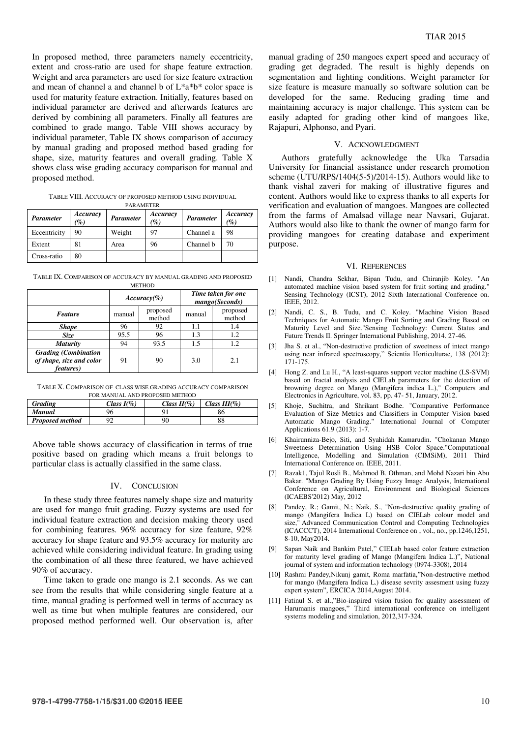In proposed method, three parameters namely eccentricity, extent and cross-ratio are used for shape feature extraction. Weight and area parameters are used for size feature extraction and mean of channel a and channel b of L*a*b* color space is used for maturity feature extraction. Initially, features based on individual parameter are derived and afterwards features are derived by combining all parameters. Finally all features are combined to grade mango. Table VIII shows accuracy by individual parameter, Table IX shows comparison of accuracy by manual grading and proposed method based grading for shape, size, maturity features and overall grading. Table X shows class wise grading accuracy comparison for manual and proposed method.

TABLE VIII. ACCURACY OF PROPOSED METHOD USING INDIVIDUAL PARAMETER

| ***Parameter*** | ***Accuracy (%)*** | ***Parameter*** | ***Accuracy (%)*** | ***Parameter*** | ***Accuracy (%)*** |
|---|---|---|---|---|---|
| Eccentricity | 90 | Weight | 97 | Channel a | 98 |
| Extent | 81 | Area | 96 | Channel b | 70 |
| Cross-ratio | 80 | | | | |

TABLE IX. COMPARISON OF ACCURACY BY MANUAL GRADING AND PROPOSED METHOD

| | ***Accuracy(%)*** | | ***Time taken for one mango(Seconds)*** | |
|---|---|---|---|---|
| ***Feature*** | manual | proposed method | manual | proposed method |
| ***Shape*** | 96 | 92 | 1.1 | 1.4 |
| ***Size*** | 95.5 | 96 | 1.3 | 1.2 |
| ***Maturity*** | 94 | 93.5 | 1.5 | 1.2 |
| ***Grading (Combination of shape, size and color features)*** | 91 | 90 | 3.0 | 2.1 |

TABLE X. COMPARISON OF CLASS WISE GRADING ACCURACY COMPARISON FOR MANUAL AND PROPOSED METHOD

| ***Grading*** | ***Class I(%)*** | ***Class II(%)*** | ***Class III(%)*** |
|---|---|---|---|
| ***Manual*** | 96 | 91 | 86 |
| ***Proposed method*** | 92 | 90 | 88 |

Above table shows accuracy of classification in terms of true positive based on grading which means a fruit belongs to particular class is actually classified in the same class.

## IV. CONCLUSION

In these study three features namely shape size and maturity are used for mango fruit grading. Fuzzy systems are used for individual feature extraction and decision making theory used for combining features. 96% accuracy for size feature, 92% accuracy for shape feature and 93.5% accuracy for maturity are achieved while considering individual feature. In grading using the combination of all these three featured, we have achieved 90% of accuracy.

Time taken to grade one mango is 2.1 seconds. As we can see from the results that while considering single feature at a time, manual grading is performed well in terms of accuracy as well as time but when multiple features are considered, our proposed method performed well. Our observation is, after manual grading of 250 mangoes expert speed and accuracy of grading get degraded. The result is highly depends on segmentation and lighting conditions. Weight parameter for size feature is measure manually so software solution can be developed for the same. Reducing grading time and maintaining accuracy is major challenge. This system can be easily adapted for grading other kind of mangoes like, Rajapuri, Alphonso, and Pyari.

## V. ACKNOWLEDGMENT

Authors gratefully acknowledge the Uka Tarsadia University for financial assistance under research promotion scheme (UTU/RPS/1404(5-5)/2014-15). Authors would like to thank vishal zaveri for making of illustrative figures and content. Authors would like to express thanks to all experts for verification and evaluation of mangoes. Mangoes are collected from the farms of Amalsad village near Navsari, Gujarat. Authors would also like to thank the owner of mango farm for providing mangoes for creating database and experiment purpose.

## VI. REFERENCES

[1] Nandi, Chandra Sekhar, Bipan Tudu, and Chiranjib Koley. "An automated machine vision based system for fruit sorting and grading." Sensing Technology (ICST), 2012 Sixth International Conference on. IEEE, 2012.

[2] Nandi, C. S., B. Tudu, and C. Koley. "Machine Vision Based Techniques for Automatic Mango Fruit Sorting and Grading Based on Maturity Level and Size."Sensing Technology: Current Status and Future Trends II. Springer International Publishing, 2014. 27-46.

[3] Jha S. et al., "Non-destructive prediction of sweetness of intect mango using near infrared spectroscopy," Scientia Horticulturae, 138 (2012): 171-175.

[4] Hong Z. and Lu H., "A least-squares support vector machine (LS-SVM) based on fractal analysis and CIELab parameters for the detection of browning degree on Mango (Mangifera indica L.)," Computers and Electronics in Agriculture, vol. 83, pp. 47- 51, January, 2012.

[5] Khoje, Suchitra, and Shrikant Bodhe. "Comparative Performance Evaluation of Size Metrics and Classifiers in Computer Vision based Automatic Mango Grading." International Journal of Computer Applications 61.9 (2013): 1-7.

[6] Khairunniza-Bejo, Siti, and Syahidah Kamarudin. "Chokanan Mango Sweetness Determination Using HSB Color Space."Computational Intelligence, Modelling and Simulation (CIMSiM), 2011 Third International Conference on. IEEE, 2011.

[7] Razak1, Tajul Rosli B., Mahmod B. Othman, and Mohd Nazari bin Abu Bakar. "Mango Grading By Using Fuzzy Image Analysis, International Conference on Agricultural, Environment and Biological Sciences (ICAEBS'2012) May, 2012

[8] Pandey, R.; Gamit, N.; Naik, S., "Non-destructive quality grading of mango (Mangifera Indica L) based on CIELab colour model and size," Advanced Communication Control and Computing Technologies (ICACCCT), 2014 International Conference on , vol., no., pp.1246,1251, 8-10, May2014.

[9] Sapan Naik and Bankim Patel," CIELab based color feature extraction for maturity level grading of Mango (Mangifera Indica L.)", National journal of system and information technology (0974-3308), 2014

[10] Rashmi Pandey,Nikunj gamit, Roma marfatia,"Non-destructive method for mango (Mangifera Indica L.) disease sevrity assesment using fuzzy expert system", ERCICA 2014,August 2014.

[11] Fatinul S. et al.,"Bio-inspired vision fusion for quality assessment of Harumanis mangoes," Third international conference on intelligent systems modeling and simulation, 2012,317-324.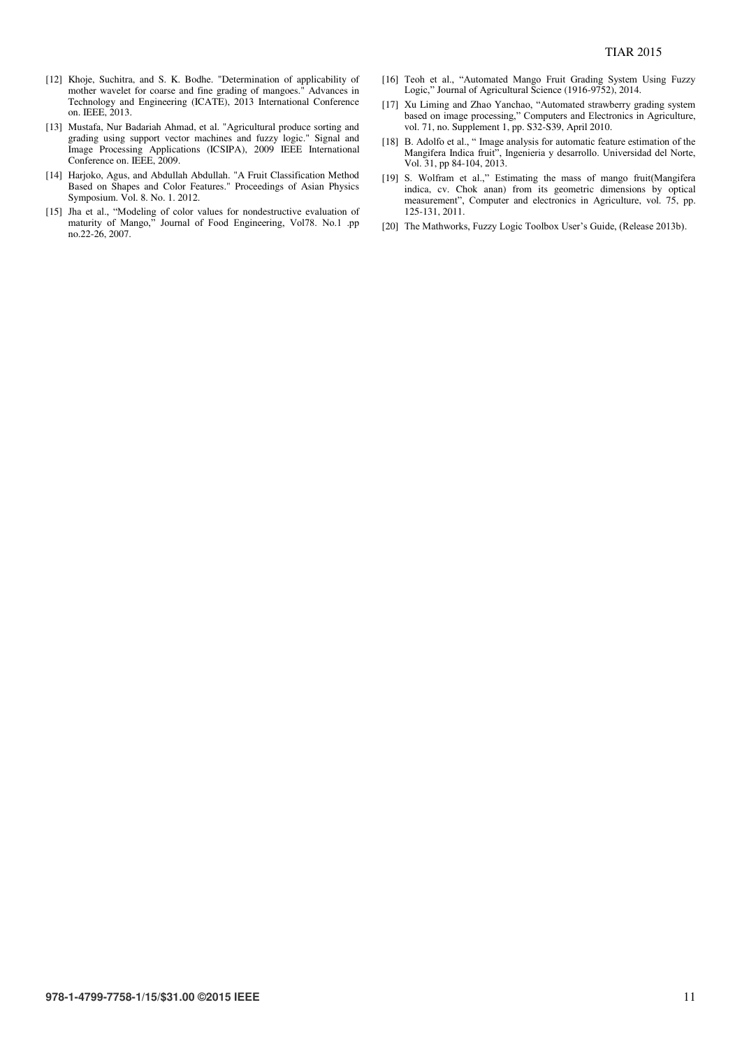[12] Khoje, Suchitra, and S. K. Bodhe. "Determination of applicability of mother wavelet for coarse and fine grading of mangoes." Advances in Technology and Engineering (ICATE), 2013 International Conference on. IEEE, 2013.

[13] Mustafa, Nur Badariah Ahmad, et al. "Agricultural produce sorting and grading using support vector machines and fuzzy logic." Signal and Image Processing Applications (ICSIPA), 2009 IEEE International Conference on. IEEE, 2009.

[14] Harjoko, Agus, and Abdullah Abdullah. "A Fruit Classification Method Based on Shapes and Color Features." Proceedings of Asian Physics Symposium. Vol. 8. No. 1. 2012.

[15] Jha et al., "Modeling of color values for nondestructive evaluation of maturity of Mango," Journal of Food Engineering, Vol78. No.1 .pp no.22-26, 2007.

[16] Teoh et al., "Automated Mango Fruit Grading System Using Fuzzy Logic," Journal of Agricultural Science (1916-9752), 2014.

[17] Xu Liming and Zhao Yanchao, "Automated strawberry grading system based on image processing," Computers and Electronics in Agriculture, vol. 71, no. Supplement 1, pp. S32-S39, April 2010.

[18] B. Adolfo et al., " Image analysis for automatic feature estimation of the Mangifera Indica fruit", Ingenieria y desarrollo. Universidad del Norte, Vol. 31, pp 84-104, 2013.

[19] S. Wolfram et al.," Estimating the mass of mango fruit(Mangifera indica, cv. Chok anan) from its geometric dimensions by optical measurement", Computer and electronics in Agriculture, vol. 75, pp. 125-131, 2011.

[20] The Mathworks, Fuzzy Logic Toolbox User's Guide, (Release 2013b).